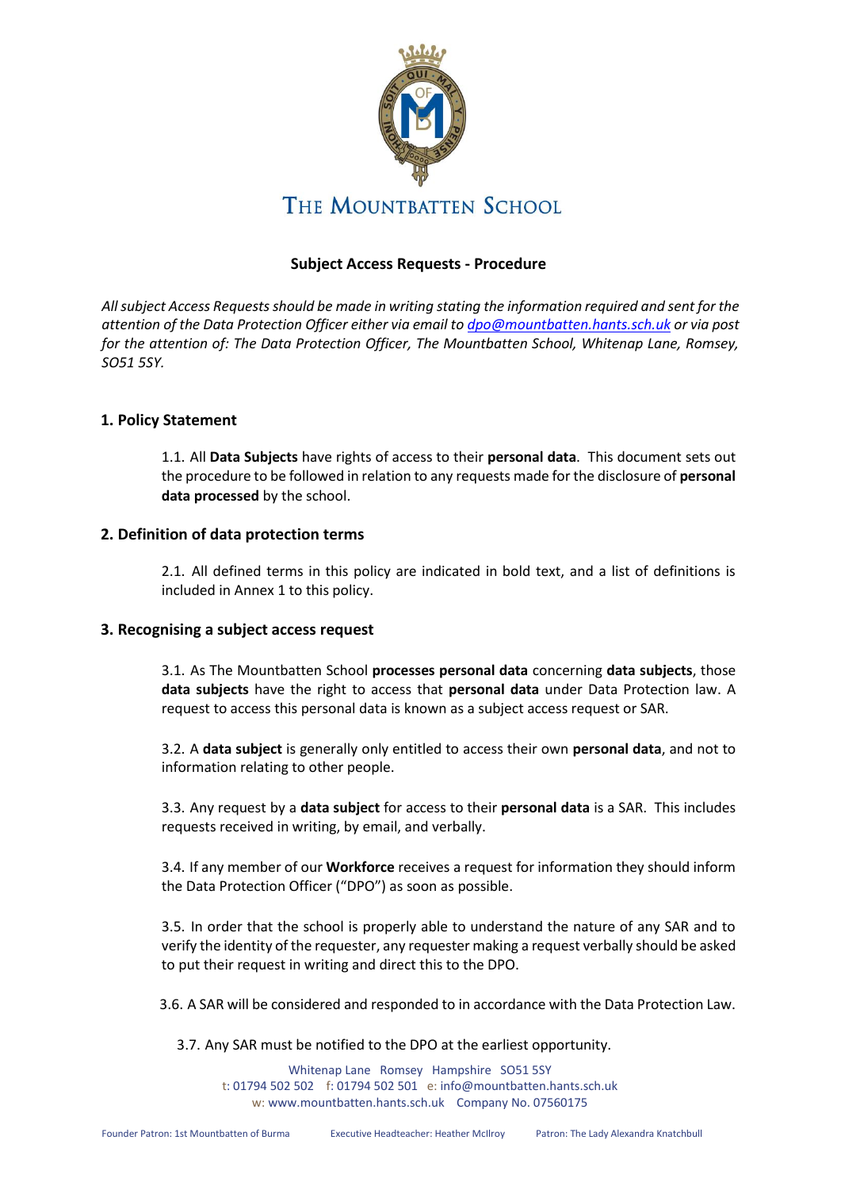# The Mountbatten School

## Subject Access Requests - Procedure

*All subject Access Requests should be made in writing stating the information required and sent for the attention of the Data Protection Officer either via email to [dpo@mountbatten.hants.sch.uk](mailto:dpo@mountbatten.hants.sch.uk) or via post for the attention of: The Data Protection Officer, The Mountbatten School, Whitenap Lane, Romsey, SO51 5SY.*

### 1. Policy Statement

1.1. All **Data Subjects** have rights of access to their **personal data**. This document sets out the procedure to be followed in relation to any requests made for the disclosure of **personal data processed** by the school.

### 2. Definition of data protection terms

2.1. All defined terms in this policy are indicated in bold text, and a list of definitions is included in Annex 1 to this policy.

### 3. Recognising a subject access request

3.1. As The Mountbatten School **processes personal data** concerning **data subjects**, those **data subjects** have the right to access that **personal data** under Data Protection law. A request to access this personal data is known as a subject access request or SAR.

3.2. A **data subject** is generally only entitled to access their own **personal data**, and not to information relating to other people.

3.3. Any request by a **data subject** for access to their **personal data** is a SAR. This includes requests received in writing, by email, and verbally.

3.4. If any member of our **Workforce** receives a request for information they should inform the Data Protection Officer ("DPO") as soon as possible.

3.5. In order that the school is properly able to understand the nature of any SAR and to verify the identity of the requester, any requester making a request verbally should be asked to put their request in writing and direct this to the DPO.

3.6. A SAR will be considered and responded to in accordance with the Data Protection Law.

3.7. Any SAR must be notified to the DPO at the earliest opportunity.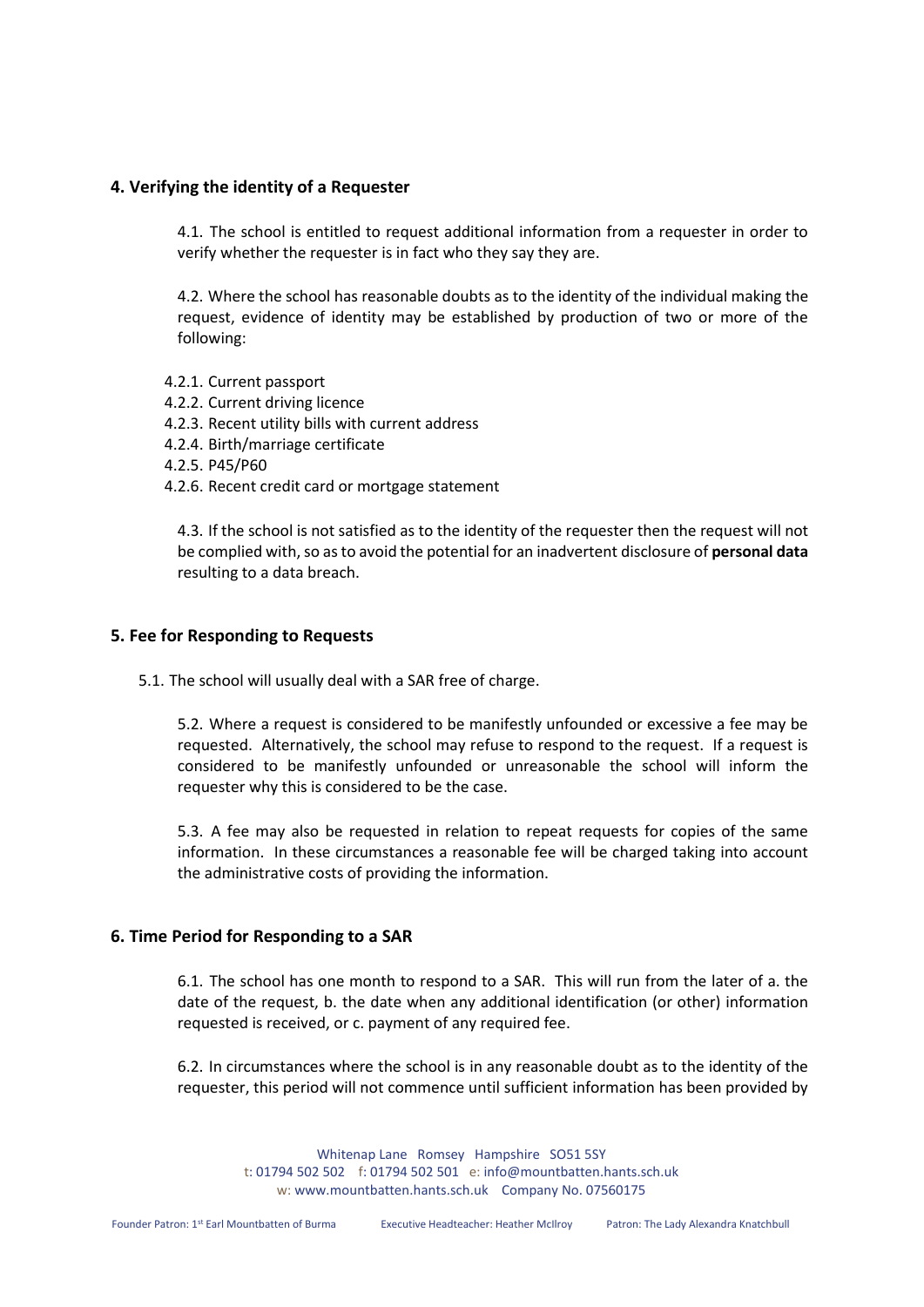## 4. Verifying the identity of a Requester

4.1. The school is entitled to request additional information from a requester in order to verify whether the requester is in fact who they say they are.

4.2. Where the school has reasonable doubts as to the identity of the individual making the request, evidence of identity may be established by production of two or more of the following:

4.2.1. Current passport
4.2.2. Current driving licence
4.2.3. Recent utility bills with current address
4.2.4. Birth/marriage certificate
4.2.5. P45/P60
4.2.6. Recent credit card or mortgage statement

4.3. If the school is not satisfied as to the identity of the requester then the request will not be complied with, so as to avoid the potential for an inadvertent disclosure of **personal data** resulting to a data breach.

## 5. Fee for Responding to Requests

5.1. The school will usually deal with a SAR free of charge.

5.2. Where a request is considered to be manifestly unfounded or excessive a fee may be requested. Alternatively, the school may refuse to respond to the request. If a request is considered to be manifestly unfounded or unreasonable the school will inform the requester why this is considered to be the case.

5.3. A fee may also be requested in relation to repeat requests for copies of the same information. In these circumstances a reasonable fee will be charged taking into account the administrative costs of providing the information.

## 6. Time Period for Responding to a SAR

6.1. The school has one month to respond to a SAR. This will run from the later of a. the date of the request, b. the date when any additional identification (or other) information requested is received, or c. payment of any required fee.

6.2. In circumstances where the school is in any reasonable doubt as to the identity of the requester, this period will not commence until sufficient information has been provided by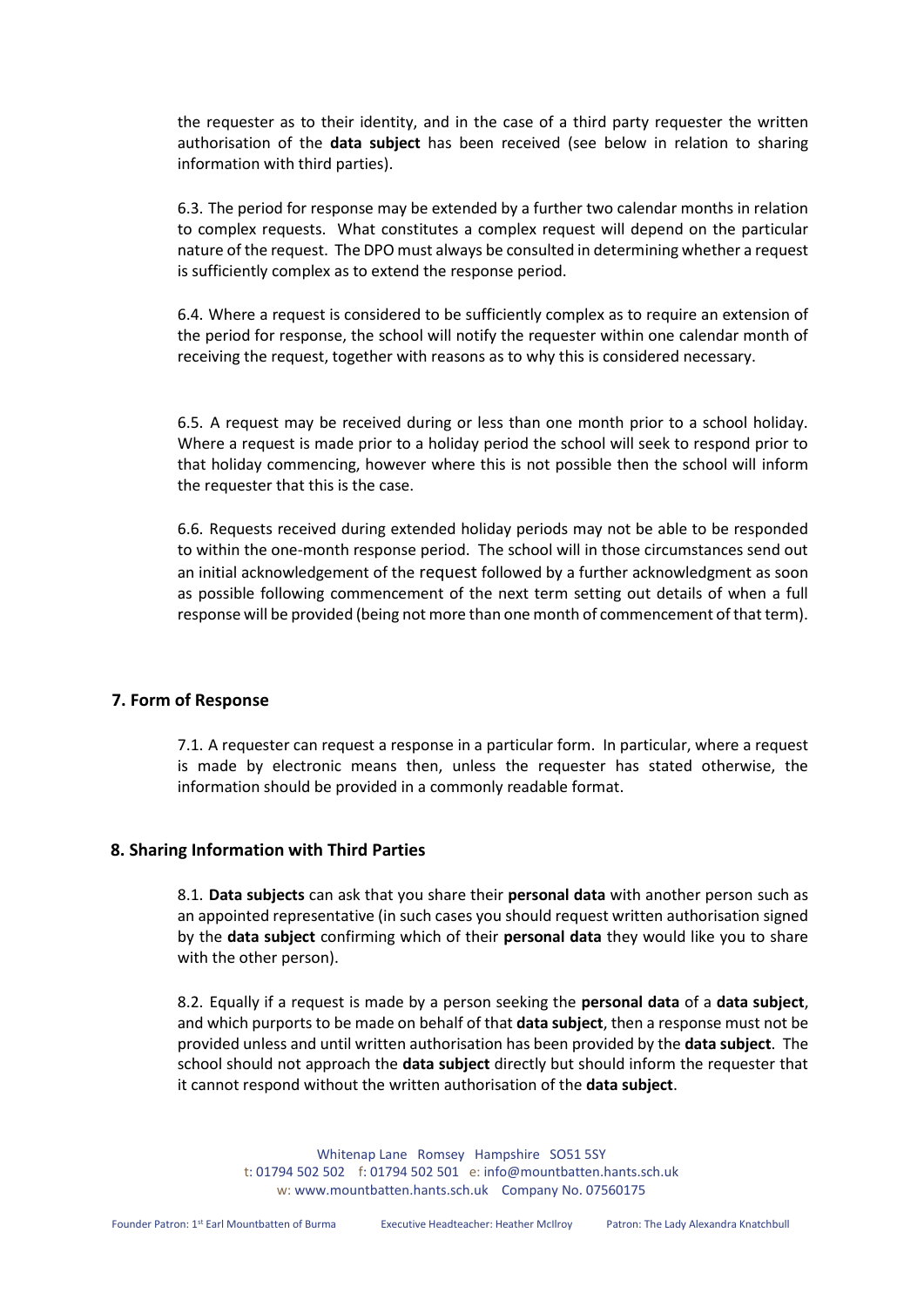the requester as to their identity, and in the case of a third party requester the written authorisation of the **data subject** has been received (see below in relation to sharing information with third parties).

6.3. The period for response may be extended by a further two calendar months in relation to complex requests. What constitutes a complex request will depend on the particular nature of the request. The DPO must always be consulted in determining whether a request is sufficiently complex as to extend the response period.

6.4. Where a request is considered to be sufficiently complex as to require an extension of the period for response, the school will notify the requester within one calendar month of receiving the request, together with reasons as to why this is considered necessary.

6.5. A request may be received during or less than one month prior to a school holiday. Where a request is made prior to a holiday period the school will seek to respond prior to that holiday commencing, however where this is not possible then the school will inform the requester that this is the case.

6.6. Requests received during extended holiday periods may not be able to be responded to within the one-month response period. The school will in those circumstances send out an initial acknowledgement of the request followed by a further acknowledgment as soon as possible following commencement of the next term setting out details of when a full response will be provided (being not more than one month of commencement of that term).

## 7. Form of Response

7.1. A requester can request a response in a particular form. In particular, where a request is made by electronic means then, unless the requester has stated otherwise, the information should be provided in a commonly readable format.

## 8. Sharing Information with Third Parties

8.1. **Data subjects** can ask that you share their **personal data** with another person such as an appointed representative (in such cases you should request written authorisation signed by the **data subject** confirming which of their **personal data** they would like you to share with the other person).

8.2. Equally if a request is made by a person seeking the **personal data** of a **data subject**, and which purports to be made on behalf of that **data subject**, then a response must not be provided unless and until written authorisation has been provided by the **data subject**. The school should not approach the **data subject** directly but should inform the requester that it cannot respond without the written authorisation of the **data subject**.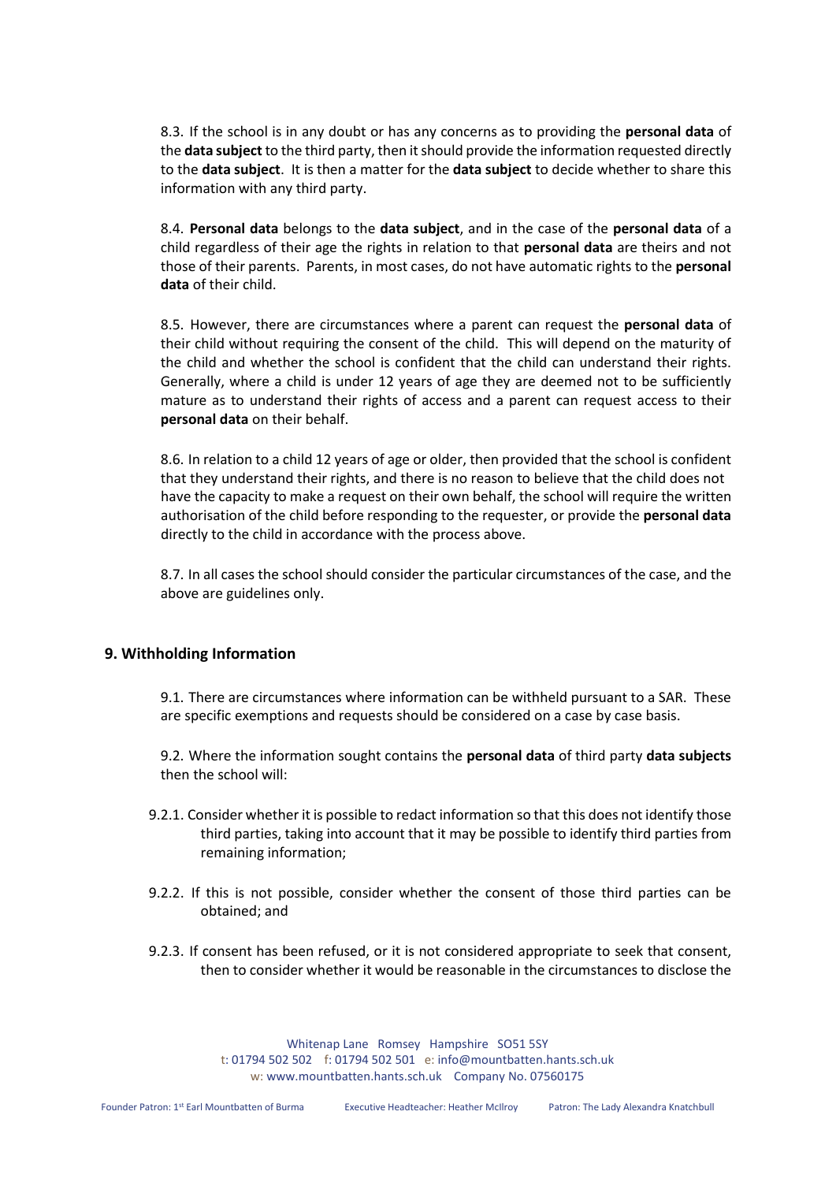8.3. If the school is in any doubt or has any concerns as to providing the **personal data** of the **data subject** to the third party, then it should provide the information requested directly to the **data subject**. It is then a matter for the **data subject** to decide whether to share this information with any third party.

8.4. **Personal data** belongs to the **data subject**, and in the case of the **personal data** of a child regardless of their age the rights in relation to that **personal data** are theirs and not those of their parents. Parents, in most cases, do not have automatic rights to the **personal data** of their child.

8.5. However, there are circumstances where a parent can request the **personal data** of their child without requiring the consent of the child. This will depend on the maturity of the child and whether the school is confident that the child can understand their rights. Generally, where a child is under 12 years of age they are deemed not to be sufficiently mature as to understand their rights of access and a parent can request access to their **personal data** on their behalf.

8.6. In relation to a child 12 years of age or older, then provided that the school is confident that they understand their rights, and there is no reason to believe that the child does not have the capacity to make a request on their own behalf, the school will require the written authorisation of the child before responding to the requester, or provide the **personal data** directly to the child in accordance with the process above.

8.7. In all cases the school should consider the particular circumstances of the case, and the above are guidelines only.

## 9. Withholding Information

9.1. There are circumstances where information can be withheld pursuant to a SAR. These are specific exemptions and requests should be considered on a case by case basis.

9.2. Where the information sought contains the **personal data** of third party **data subjects** then the school will:

9.2.1. Consider whether it is possible to redact information so that this does not identify those third parties, taking into account that it may be possible to identify third parties from remaining information;

9.2.2. If this is not possible, consider whether the consent of those third parties can be obtained; and

9.2.3. If consent has been refused, or it is not considered appropriate to seek that consent, then to consider whether it would be reasonable in the circumstances to disclose the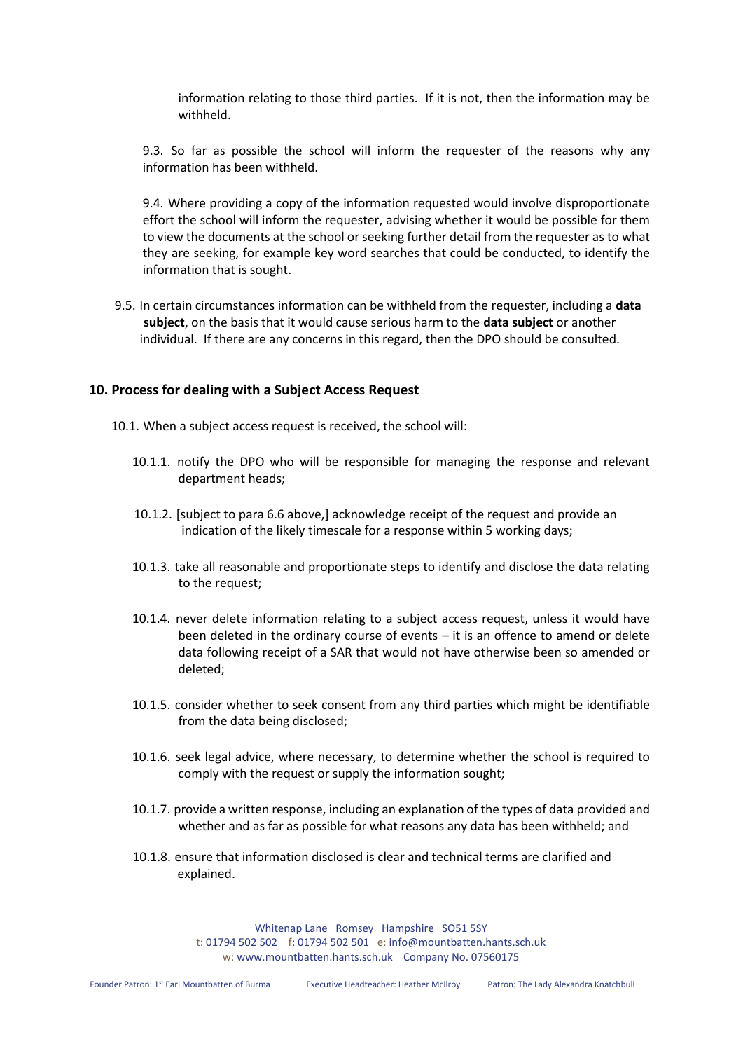information relating to those third parties. If it is not, then the information may be withheld.

9.3. So far as possible the school will inform the requester of the reasons why any information has been withheld.

9.4. Where providing a copy of the information requested would involve disproportionate effort the school will inform the requester, advising whether it would be possible for them to view the documents at the school or seeking further detail from the requester as to what they are seeking, for example key word searches that could be conducted, to identify the information that is sought.

9.5. In certain circumstances information can be withheld from the requester, including a **data subject**, on the basis that it would cause serious harm to the **data subject** or another individual. If there are any concerns in this regard, then the DPO should be consulted.

## 10. Process for dealing with a Subject Access Request

10.1. When a subject access request is received, the school will:

10.1.1. notify the DPO who will be responsible for managing the response and relevant department heads;

10.1.2. [subject to para 6.6 above,] acknowledge receipt of the request and provide an indication of the likely timescale for a response within 5 working days;

10.1.3. take all reasonable and proportionate steps to identify and disclose the data relating to the request;

10.1.4. never delete information relating to a subject access request, unless it would have been deleted in the ordinary course of events – it is an offence to amend or delete data following receipt of a SAR that would not have otherwise been so amended or deleted;

10.1.5. consider whether to seek consent from any third parties which might be identifiable from the data being disclosed;

10.1.6. seek legal advice, where necessary, to determine whether the school is required to comply with the request or supply the information sought;

10.1.7. provide a written response, including an explanation of the types of data provided and whether and as far as possible for what reasons any data has been withheld; and

10.1.8. ensure that information disclosed is clear and technical terms are clarified and explained.